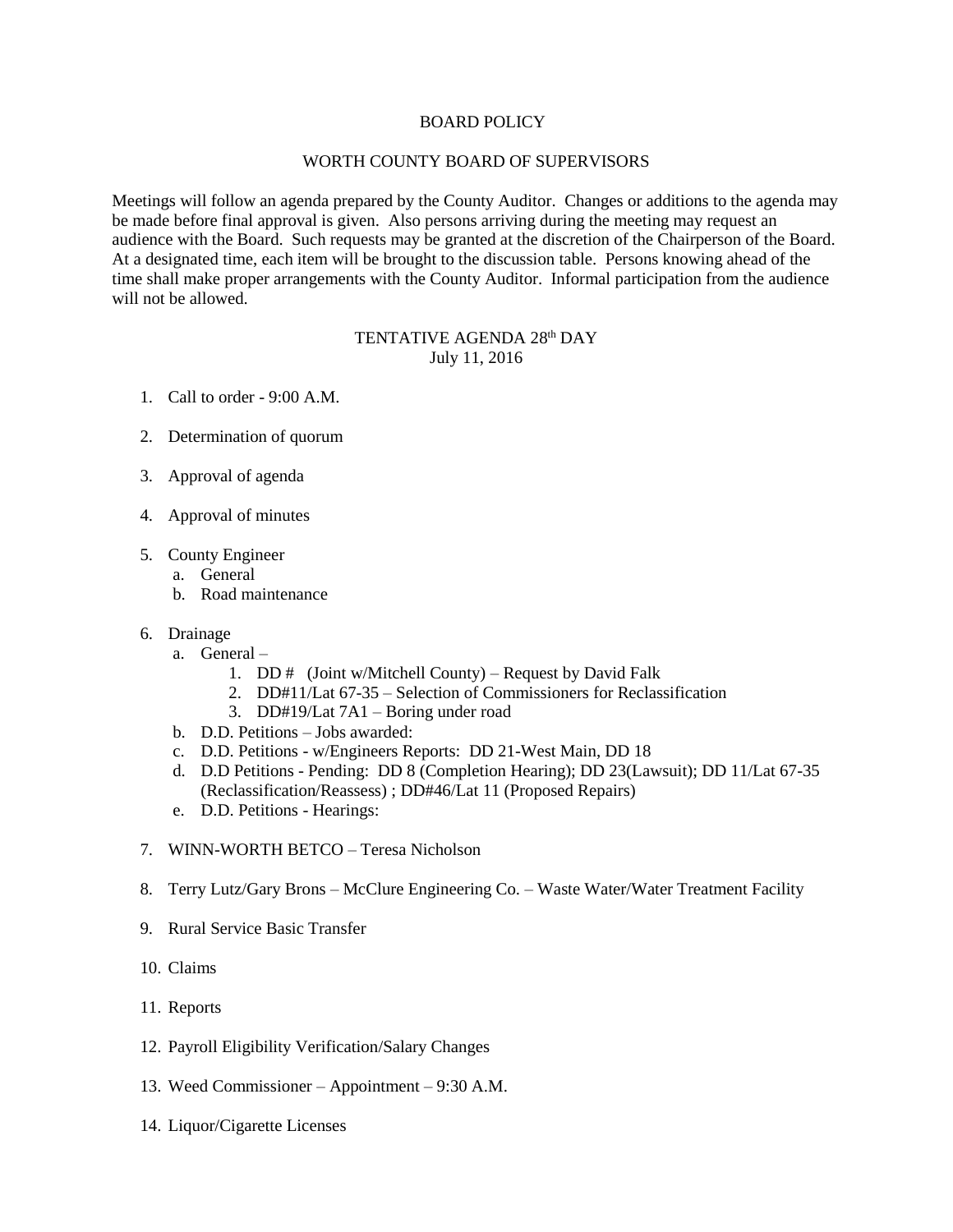# BOARD POLICY

## WORTH COUNTY BOARD OF SUPERVISORS

Meetings will follow an agenda prepared by the County Auditor. Changes or additions to the agenda may be made before final approval is given. Also persons arriving during the meeting may request an audience with the Board. Such requests may be granted at the discretion of the Chairperson of the Board. At a designated time, each item will be brought to the discussion table. Persons knowing ahead of the time shall make proper arrangements with the County Auditor. Informal participation from the audience will not be allowed.

## TENTATIVE AGENDA 28th DAY
July 11, 2016

1. Call to order - 9:00 A.M.
2. Determination of quorum
3. Approval of agenda
4. Approval of minutes
5. County Engineer
   a. General
   b. Road maintenance
6. Drainage
   a. General –
      1. DD # (Joint w/Mitchell County) – Request by David Falk
      2. DD#11/Lat 67-35 – Selection of Commissioners for Reclassification
      3. DD#19/Lat 7A1 – Boring under road
   b. D.D. Petitions – Jobs awarded:
   c. D.D. Petitions - w/Engineers Reports: DD 21-West Main, DD 18
   d. D.D Petitions - Pending: DD 8 (Completion Hearing); DD 23(Lawsuit); DD 11/Lat 67-35 (Reclassification/Reassess) ; DD#46/Lat 11 (Proposed Repairs)
   e. D.D. Petitions - Hearings:
7. WINN-WORTH BETCO – Teresa Nicholson
8. Terry Lutz/Gary Brons – McClure Engineering Co. – Waste Water/Water Treatment Facility
9. Rural Service Basic Transfer
10. Claims
11. Reports
12. Payroll Eligibility Verification/Salary Changes
13. Weed Commissioner – Appointment – 9:30 A.M.
14. Liquor/Cigarette Licenses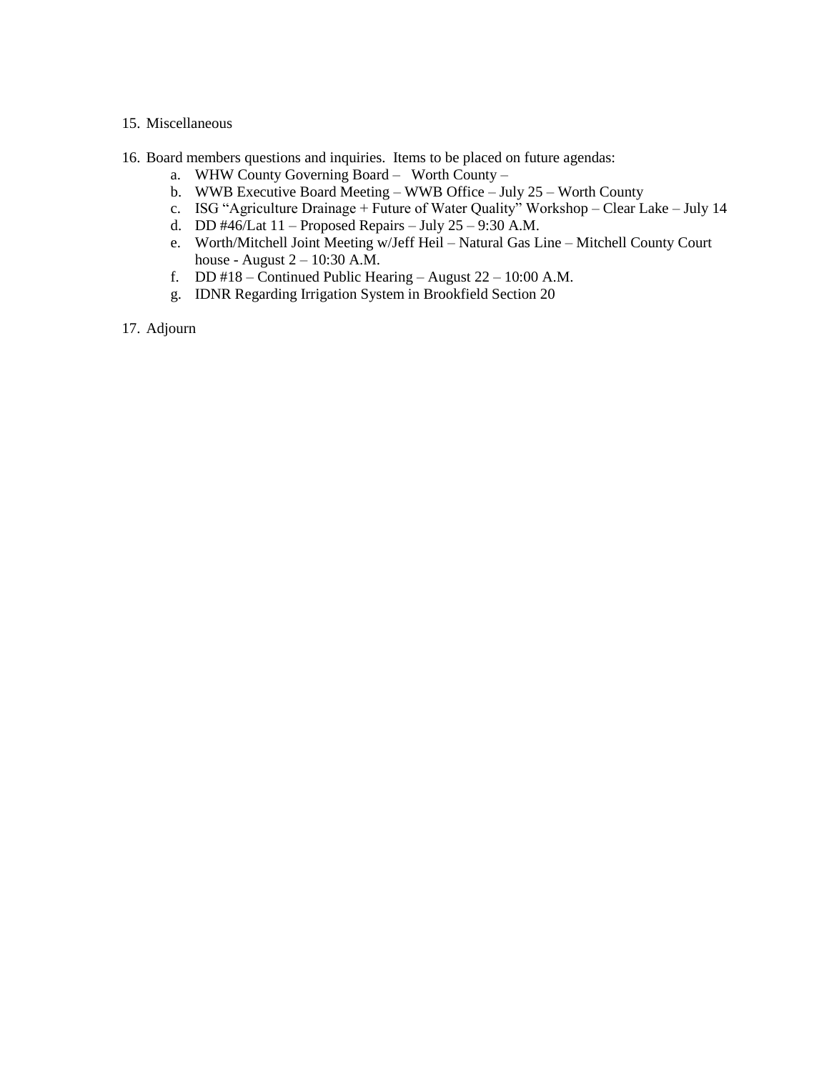15. Miscellaneous

16. Board members questions and inquiries. Items to be placed on future agendas:
    a. WHW County Governing Board – Worth County –
    b. WWB Executive Board Meeting – WWB Office – July 25 – Worth County
    c. ISG "Agriculture Drainage + Future of Water Quality" Workshop – Clear Lake – July 14
    d. DD #46/Lat 11 – Proposed Repairs – July 25 – 9:30 A.M.
    e. Worth/Mitchell Joint Meeting w/Jeff Heil – Natural Gas Line – Mitchell County Court house - August 2 – 10:30 A.M.
    f. DD #18 – Continued Public Hearing – August 22 – 10:00 A.M.
    g. IDNR Regarding Irrigation System in Brookfield Section 20

17. Adjourn